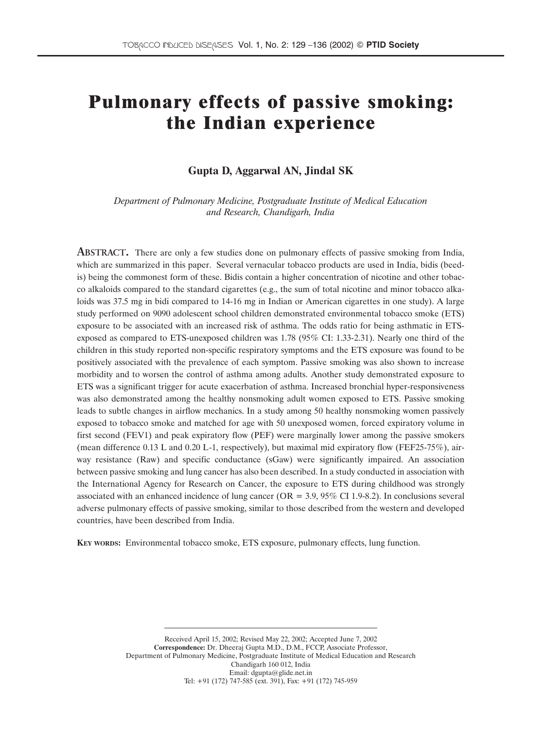# Pulmonary effects of passive smoking: the Indian experience

**Gupta D, Aggarwal AN, Jindal SK**

*Department of Pulmonary Medicine, Postgraduate Institute of Medical Education and Research, Chandigarh, India*

**ABSTRACT.** There are only a few studies done on pulmonary effects of passive smoking from India, which are summarized in this paper. Several vernacular tobacco products are used in India, bidis (beedis) being the commonest form of these. Bidis contain a higher concentration of nicotine and other tobacco alkaloids compared to the standard cigarettes (e.g., the sum of total nicotine and minor tobacco alkaloids was 37.5 mg in bidi compared to 14-16 mg in Indian or American cigarettes in one study). A large study performed on 9090 adolescent school children demonstrated environmental tobacco smoke (ETS) exposure to be associated with an increased risk of asthma. The odds ratio for being asthmatic in ETS-exposed as compared to ETS-unexposed children was 1.78 (95% CI: 1.33-2.31). Nearly one third of the children in this study reported non-specific respiratory symptoms and the ETS exposure was found to be positively associated with the prevalence of each symptom. Passive smoking was also shown to increase morbidity and to worsen the control of asthma among adults. Another study demonstrated exposure to ETS was a significant trigger for acute exacerbation of asthma. Increased bronchial hyper-responsiveness was also demonstrated among the healthy nonsmoking adult women exposed to ETS. Passive smoking leads to subtle changes in airflow mechanics. In a study among 50 healthy nonsmoking women passively exposed to tobacco smoke and matched for age with 50 unexposed women, forced expiratory volume in first second (FEV1) and peak expiratory flow (PEF) were marginally lower among the passive smokers (mean difference 0.13 L and 0.20 L-1, respectively), but maximal mid expiratory flow (FEF25-75%), airway resistance (Raw) and specific conductance (sGaw) were significantly impaired. An association between passive smoking and lung cancer has also been described. In a study conducted in association with the International Agency for Research on Cancer, the exposure to ETS during childhood was strongly associated with an enhanced incidence of lung cancer (OR = 3.9, 95% CI 1.9-8.2). In conclusions several adverse pulmonary effects of passive smoking, similar to those described from the western and developed countries, have been described from India.

**KEY WORDS:** Environmental tobacco smoke, ETS exposure, pulmonary effects, lung function.

---

Received April 15, 2002; Revised May 22, 2002; Accepted June 7, 2002
**Correspondence:** Dr. Dheeraj Gupta M.D., D.M., FCCP, Associate Professor, Department of Pulmonary Medicine, Postgraduate Institute of Medical Education and Research Chandigarh 160 012, India
Email: dgupta@glide.net.in
Tel: +91 (172) 747-585 (ext. 391), Fax: +91 (172) 745-959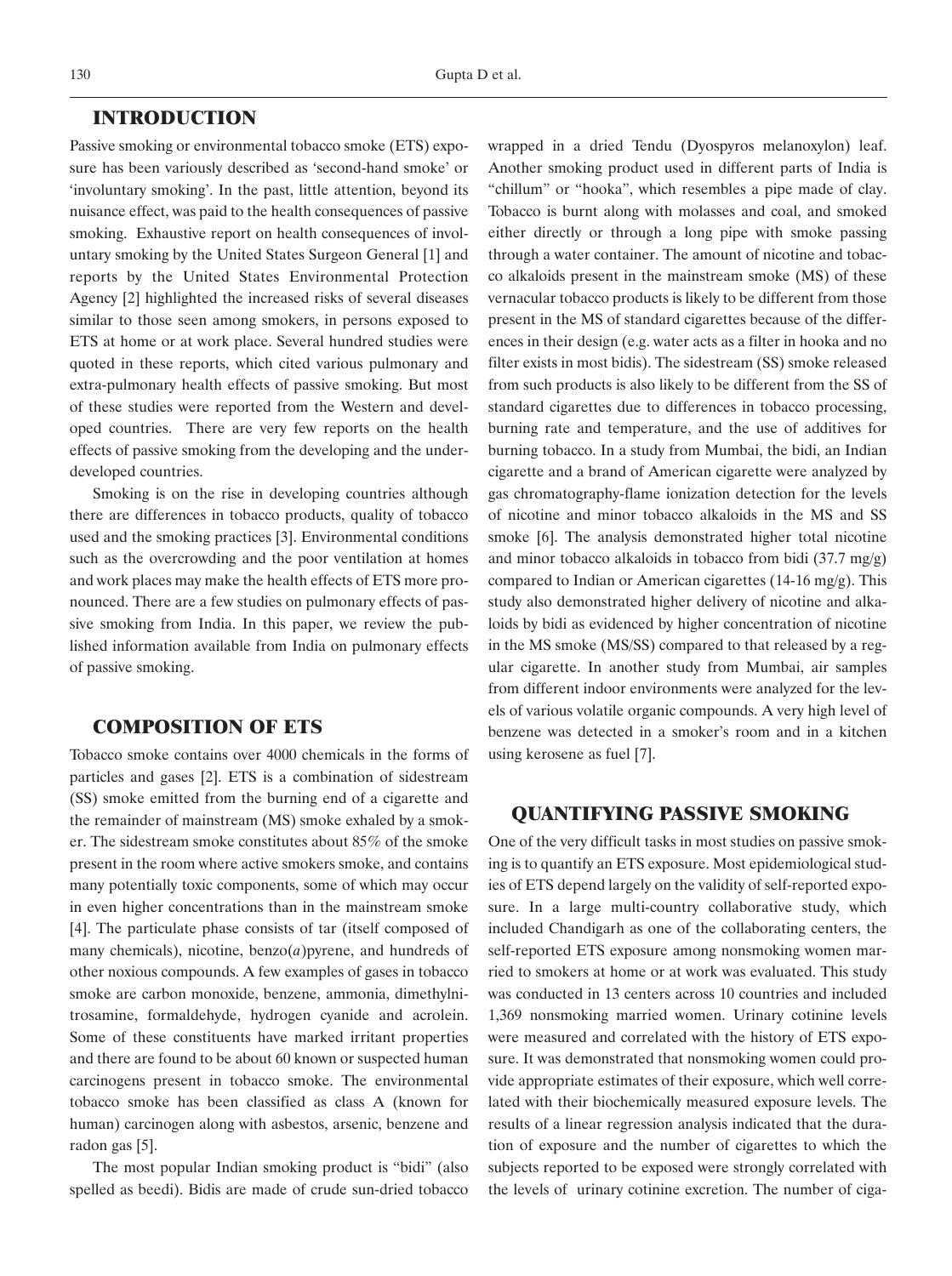## INTRODUCTION

Passive smoking or environmental tobacco smoke (ETS) exposure has been variously described as 'second-hand smoke' or 'involuntary smoking'. In the past, little attention, beyond its nuisance effect, was paid to the health consequences of passive smoking. Exhaustive report on health consequences of involuntary smoking by the United States Surgeon General [1] and reports by the United States Environmental Protection Agency [2] highlighted the increased risks of several diseases similar to those seen among smokers, in persons exposed to ETS at home or at work place. Several hundred studies were quoted in these reports, which cited various pulmonary and extra-pulmonary health effects of passive smoking. But most of these studies were reported from the Western and developed countries. There are very few reports on the health effects of passive smoking from the developing and the underdeveloped countries.

Smoking is on the rise in developing countries although there are differences in tobacco products, quality of tobacco used and the smoking practices [3]. Environmental conditions such as the overcrowding and the poor ventilation at homes and work places may make the health effects of ETS more pronounced. There are a few studies on pulmonary effects of passive smoking from India. In this paper, we review the published information available from India on pulmonary effects of passive smoking.

## COMPOSITION OF ETS

Tobacco smoke contains over 4000 chemicals in the forms of particles and gases [2]. ETS is a combination of sidestream (SS) smoke emitted from the burning end of a cigarette and the remainder of mainstream (MS) smoke exhaled by a smoker. The sidestream smoke constitutes about 85% of the smoke present in the room where active smokers smoke, and contains many potentially toxic components, some of which may occur in even higher concentrations than in the mainstream smoke [4]. The particulate phase consists of tar (itself composed of many chemicals), nicotine, benzo(*a*)pyrene, and hundreds of other noxious compounds. A few examples of gases in tobacco smoke are carbon monoxide, benzene, ammonia, dimethylnitrosamine, formaldehyde, hydrogen cyanide and acrolein. Some of these constituents have marked irritant properties and there are found to be about 60 known or suspected human carcinogens present in tobacco smoke. The environmental tobacco smoke has been classified as class A (known for human) carcinogen along with asbestos, arsenic, benzene and radon gas [5].

The most popular Indian smoking product is "bidi" (also spelled as beedi). Bidis are made of crude sun-dried tobacco wrapped in a dried Tendu (Dyospyros melanoxylon) leaf. Another smoking product used in different parts of India is "chillum" or "hooka", which resembles a pipe made of clay. Tobacco is burnt along with molasses and coal, and smoked either directly or through a long pipe with smoke passing through a water container. The amount of nicotine and tobacco alkaloids present in the mainstream smoke (MS) of these vernacular tobacco products is likely to be different from those present in the MS of standard cigarettes because of the differences in their design (e.g. water acts as a filter in hooka and no filter exists in most bidis). The sidestream (SS) smoke released from such products is also likely to be different from the SS of standard cigarettes due to differences in tobacco processing, burning rate and temperature, and the use of additives for burning tobacco. In a study from Mumbai, the bidi, an Indian cigarette and a brand of American cigarette were analyzed by gas chromatography-flame ionization detection for the levels of nicotine and minor tobacco alkaloids in the MS and SS smoke [6]. The analysis demonstrated higher total nicotine and minor tobacco alkaloids in tobacco from bidi (37.7 mg/g) compared to Indian or American cigarettes (14-16 mg/g). This study also demonstrated higher delivery of nicotine and alkaloids by bidi as evidenced by higher concentration of nicotine in the MS smoke (MS/SS) compared to that released by a regular cigarette. In another study from Mumbai, air samples from different indoor environments were analyzed for the levels of various volatile organic compounds. A very high level of benzene was detected in a smoker's room and in a kitchen using kerosene as fuel [7].

## QUANTIFYING PASSIVE SMOKING

One of the very difficult tasks in most studies on passive smoking is to quantify an ETS exposure. Most epidemiological studies of ETS depend largely on the validity of self-reported exposure. In a large multi-country collaborative study, which included Chandigarh as one of the collaborating centers, the self-reported ETS exposure among nonsmoking women married to smokers at home or at work was evaluated. This study was conducted in 13 centers across 10 countries and included 1,369 nonsmoking married women. Urinary cotinine levels were measured and correlated with the history of ETS exposure. It was demonstrated that nonsmoking women could provide appropriate estimates of their exposure, which well correlated with their biochemically measured exposure levels. The results of a linear regression analysis indicated that the duration of exposure and the number of cigarettes to which the subjects reported to be exposed were strongly correlated with the levels of urinary cotinine excretion. The number of ciga-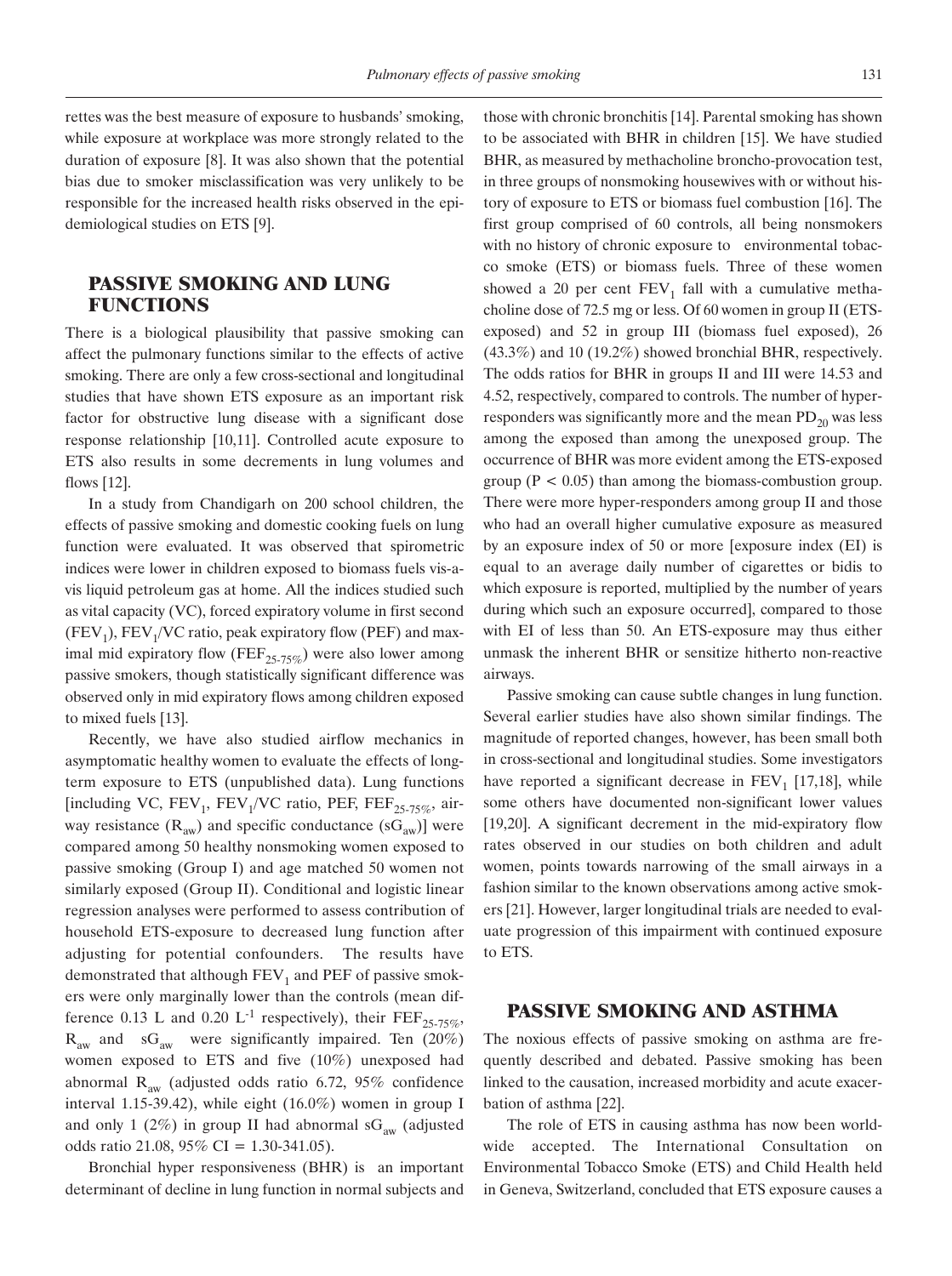rettes was the best measure of exposure to husbands' smoking, while exposure at workplace was more strongly related to the duration of exposure [8]. It was also shown that the potential bias due to smoker misclassification was very unlikely to be responsible for the increased health risks observed in the epidemiological studies on ETS [9].

## PASSIVE SMOKING AND LUNG FUNCTIONS

There is a biological plausibility that passive smoking can affect the pulmonary functions similar to the effects of active smoking. There are only a few cross-sectional and longitudinal studies that have shown ETS exposure as an important risk factor for obstructive lung disease with a significant dose response relationship [10,11]. Controlled acute exposure to ETS also results in some decrements in lung volumes and flows [12].

In a study from Chandigarh on 200 school children, the effects of passive smoking and domestic cooking fuels on lung function were evaluated. It was observed that spirometric indices were lower in children exposed to biomass fuels vis-a-vis liquid petroleum gas at home. All the indices studied such as vital capacity (VC), forced expiratory volume in first second ($FEV_1$), $FEV_1$/VC ratio, peak expiratory flow (PEF) and maximal mid expiratory flow ($FEF_{25\text{-}75\%}$) were also lower among passive smokers, though statistically significant difference was observed only in mid expiratory flows among children exposed to mixed fuels [13].

Recently, we have also studied airflow mechanics in asymptomatic healthy women to evaluate the effects of long-term exposure to ETS (unpublished data). Lung functions [including VC, $FEV_1$, $FEV_1$/VC ratio, PEF, $FEF_{25\text{-}75\%}$, airway resistance ($R_{aw}$) and specific conductance ($sG_{aw}$)] were compared among 50 healthy nonsmoking women exposed to passive smoking (Group I) and age matched 50 women not similarly exposed (Group II). Conditional and logistic linear regression analyses were performed to assess contribution of household ETS-exposure to decreased lung function after adjusting for potential confounders. The results have demonstrated that although $FEV_1$ and PEF of passive smokers were only marginally lower than the controls (mean difference 0.13 L and 0.20 $L^{-1}$ respectively), their $FEF_{25\text{-}75\%}$, $R_{aw}$ and $sG_{aw}$ were significantly impaired. Ten (20%) women exposed to ETS and five (10%) unexposed had abnormal $R_{aw}$ (adjusted odds ratio 6.72, 95% confidence interval 1.15-39.42), while eight (16.0%) women in group I and only 1 (2%) in group II had abnormal $sG_{aw}$ (adjusted odds ratio 21.08, 95% CI = 1.30-341.05).

Bronchial hyper responsiveness (BHR) is an important determinant of decline in lung function in normal subjects and those with chronic bronchitis [14]. Parental smoking has shown to be associated with BHR in children [15]. We have studied BHR, as measured by methacholine broncho-provocation test, in three groups of nonsmoking housewives with or without history of exposure to ETS or biomass fuel combustion [16]. The first group comprised of 60 controls, all being nonsmokers with no history of chronic exposure to environmental tobacco smoke (ETS) or biomass fuels. Three of these women showed a 20 per cent $FEV_1$ fall with a cumulative methacholine dose of 72.5 mg or less. Of 60 women in group II (ETS-exposed) and 52 in group III (biomass fuel exposed), 26 (43.3%) and 10 (19.2%) showed bronchial BHR, respectively. The odds ratios for BHR in groups II and III were 14.53 and 4.52, respectively, compared to controls. The number of hyper-responders was significantly more and the mean $PD_{20}$ was less among the exposed than among the unexposed group. The occurrence of BHR was more evident among the ETS-exposed group ($P < 0.05$) than among the biomass-combustion group. There were more hyper-responders among group II and those who had an overall higher cumulative exposure as measured by an exposure index of 50 or more [exposure index (EI) is equal to an average daily number of cigarettes or bidis to which exposure is reported, multiplied by the number of years during which such an exposure occurred], compared to those with EI of less than 50. An ETS-exposure may thus either unmask the inherent BHR or sensitize hitherto non-reactive airways.

Passive smoking can cause subtle changes in lung function. Several earlier studies have also shown similar findings. The magnitude of reported changes, however, has been small both in cross-sectional and longitudinal studies. Some investigators have reported a significant decrease in $FEV_1$ [17,18], while some others have documented non-significant lower values [19,20]. A significant decrement in the mid-expiratory flow rates observed in our studies on both children and adult women, points towards narrowing of the small airways in a fashion similar to the known observations among active smokers [21]. However, larger longitudinal trials are needed to evaluate progression of this impairment with continued exposure to ETS.

## PASSIVE SMOKING AND ASTHMA

The noxious effects of passive smoking on asthma are frequently described and debated. Passive smoking has been linked to the causation, increased morbidity and acute exacerbation of asthma [22].

The role of ETS in causing asthma has now been worldwide accepted. The International Consultation on Environmental Tobacco Smoke (ETS) and Child Health held in Geneva, Switzerland, concluded that ETS exposure causes a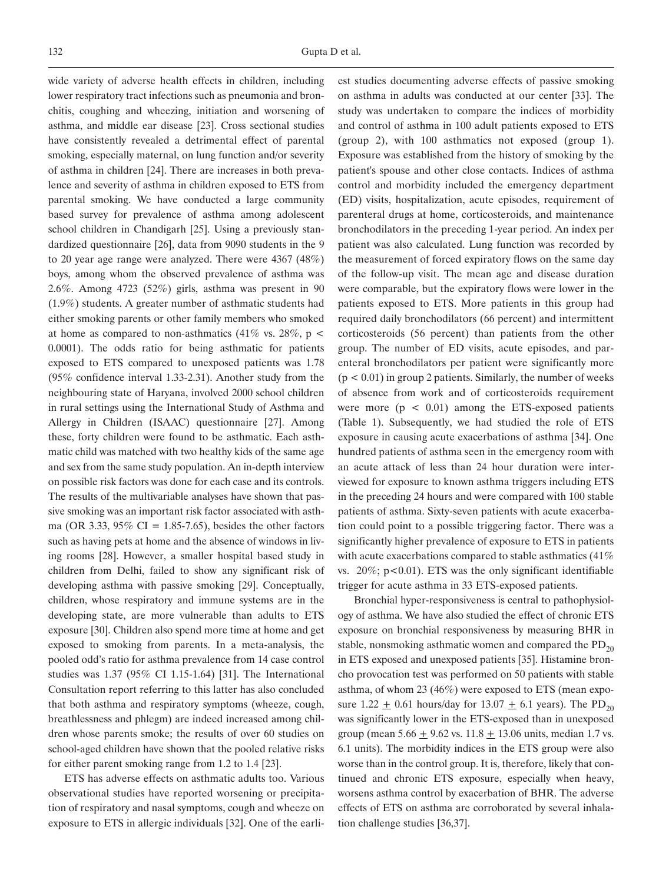wide variety of adverse health effects in children, including lower respiratory tract infections such as pneumonia and bronchitis, coughing and wheezing, initiation and worsening of asthma, and middle ear disease [23]. Cross sectional studies have consistently revealed a detrimental effect of parental smoking, especially maternal, on lung function and/or severity of asthma in children [24]. There are increases in both prevalence and severity of asthma in children exposed to ETS from parental smoking. We have conducted a large community based survey for prevalence of asthma among adolescent school children in Chandigarh [25]. Using a previously standardized questionnaire [26], data from 9090 students in the 9 to 20 year age range were analyzed. There were 4367 (48%) boys, among whom the observed prevalence of asthma was 2.6%. Among 4723 (52%) girls, asthma was present in 90 (1.9%) students. A greater number of asthmatic students had either smoking parents or other family members who smoked at home as compared to non-asthmatics (41% vs. 28%, $p < 0.0001$). The odds ratio for being asthmatic for patients exposed to ETS compared to unexposed patients was 1.78 (95% confidence interval 1.33-2.31). Another study from the neighbouring state of Haryana, involved 2000 school children in rural settings using the International Study of Asthma and Allergy in Children (ISAAC) questionnaire [27]. Among these, forty children were found to be asthmatic. Each asthmatic child was matched with two healthy kids of the same age and sex from the same study population. An in-depth interview on possible risk factors was done for each case and its controls. The results of the multivariable analyses have shown that passive smoking was an important risk factor associated with asthma (OR 3.33, 95% CI = 1.85-7.65), besides the other factors such as having pets at home and the absence of windows in living rooms [28]. However, a smaller hospital based study in children from Delhi, failed to show any significant risk of developing asthma with passive smoking [29]. Conceptually, children, whose respiratory and immune systems are in the developing state, are more vulnerable than adults to ETS exposure [30]. Children also spend more time at home and get exposed to smoking from parents. In a meta-analysis, the pooled odd's ratio for asthma prevalence from 14 case control studies was 1.37 (95% CI 1.15-1.64) [31]. The International Consultation report referring to this latter has also concluded that both asthma and respiratory symptoms (wheeze, cough, breathlessness and phlegm) are indeed increased among children whose parents smoke; the results of over 60 studies on school-aged children have shown that the pooled relative risks for either parent smoking range from 1.2 to 1.4 [23].

ETS has adverse effects on asthmatic adults too. Various observational studies have reported worsening or precipitation of respiratory and nasal symptoms, cough and wheeze on exposure to ETS in allergic individuals [32]. One of the earliest studies documenting adverse effects of passive smoking on asthma in adults was conducted at our center [33]. The study was undertaken to compare the indices of morbidity and control of asthma in 100 adult patients exposed to ETS (group 2), with 100 asthmatics not exposed (group 1). Exposure was established from the history of smoking by the patient's spouse and other close contacts. Indices of asthma control and morbidity included the emergency department (ED) visits, hospitalization, acute episodes, requirement of parenteral drugs at home, corticosteroids, and maintenance bronchodilators in the preceding 1-year period. An index per patient was also calculated. Lung function was recorded by the measurement of forced expiratory flows on the same day of the follow-up visit. The mean age and disease duration were comparable, but the expiratory flows were lower in the patients exposed to ETS. More patients in this group had required daily bronchodilators (66 percent) and intermittent corticosteroids (56 percent) than patients from the other group. The number of ED visits, acute episodes, and parenteral bronchodilators per patient were significantly more ($p < 0.01$) in group 2 patients. Similarly, the number of weeks of absence from work and of corticosteroids requirement were more ($p < 0.01$) among the ETS-exposed patients (Table 1). Subsequently, we had studied the role of ETS exposure in causing acute exacerbations of asthma [34]. One hundred patients of asthma seen in the emergency room with an acute attack of less than 24 hour duration were interviewed for exposure to known asthma triggers including ETS in the preceding 24 hours and were compared with 100 stable patients of asthma. Sixty-seven patients with acute exacerbation could point to a possible triggering factor. There was a significantly higher prevalence of exposure to ETS in patients with acute exacerbations compared to stable asthmatics (41% vs. 20%; $p<0.01$). ETS was the only significant identifiable trigger for acute asthma in 33 ETS-exposed patients.

Bronchial hyper-responsiveness is central to pathophysiology of asthma. We have also studied the effect of chronic ETS exposure on bronchial responsiveness by measuring BHR in stable, nonsmoking asthmatic women and compared the $PD_{20}$ in ETS exposed and unexposed patients [35]. Histamine broncho provocation test was performed on 50 patients with stable asthma, of whom 23 (46%) were exposed to ETS (mean exposure $1.22 \pm 0.61$ hours/day for $13.07 \pm 6.1$ years). The $PD_{20}$ was significantly lower in the ETS-exposed than in unexposed group (mean $5.66 \pm 9.62$ vs. $11.8 \pm 13.06$ units, median 1.7 vs. 6.1 units). The morbidity indices in the ETS group were also worse than in the control group. It is, therefore, likely that continued and chronic ETS exposure, especially when heavy, worsens asthma control by exacerbation of BHR. The adverse effects of ETS on asthma are corroborated by several inhalation challenge studies [36,37].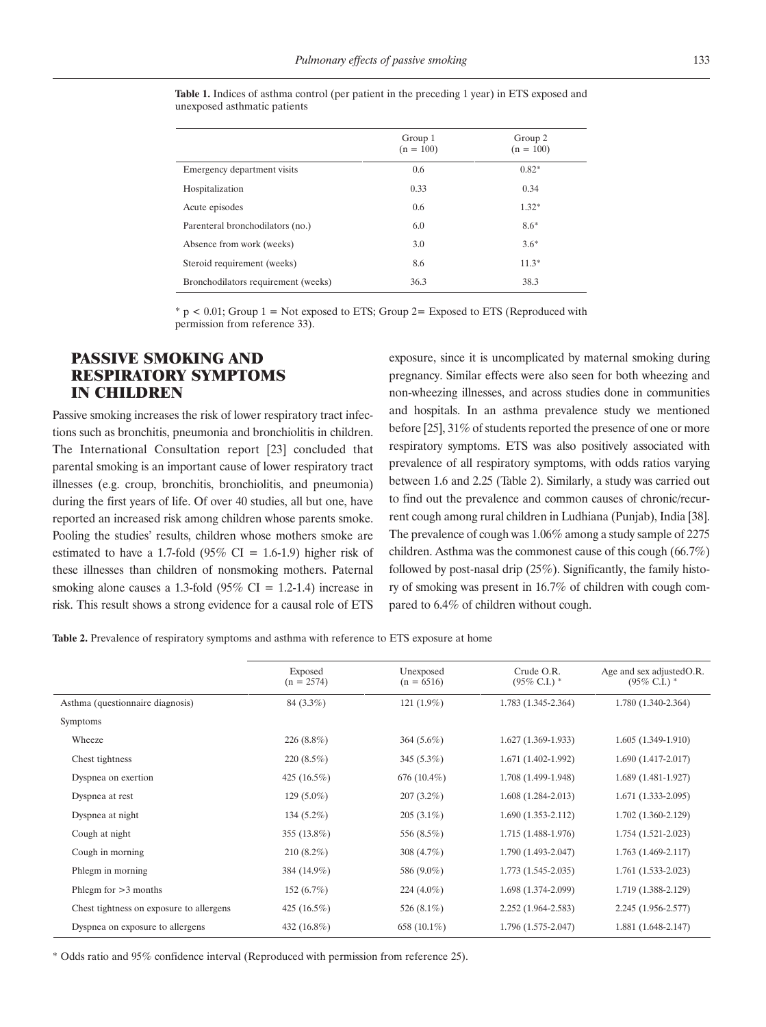**Table 1.** Indices of asthma control (per patient in the preceding 1 year) in ETS exposed and unexposed asthmatic patients

| | Group 1 (n = 100) | Group 2 (n = 100) |
|---|---|---|
| Emergency department visits | 0.6 | 0.82* |
| Hospitalization | 0.33 | 0.34 |
| Acute episodes | 0.6 | 1.32* |
| Parenteral bronchodilators (no.) | 6.0 | 8.6* |
| Absence from work (weeks) | 3.0 | 3.6* |
| Steroid requirement (weeks) | 8.6 | 11.3* |
| Bronchodilators requirement (weeks) | 36.3 | 38.3 |

* $p < 0.01$; Group 1 = Not exposed to ETS; Group 2= Exposed to ETS (Reproduced with permission from reference 33).

## PASSIVE SMOKING AND RESPIRATORY SYMPTOMS IN CHILDREN

Passive smoking increases the risk of lower respiratory tract infections such as bronchitis, pneumonia and bronchiolitis in children. The International Consultation report [23] concluded that parental smoking is an important cause of lower respiratory tract illnesses (e.g. croup, bronchitis, bronchiolitis, and pneumonia) during the first years of life. Of over 40 studies, all but one, have reported an increased risk among children whose parents smoke. Pooling the studies' results, children whose mothers smoke are estimated to have a 1.7-fold (95% CI = 1.6-1.9) higher risk of these illnesses than children of nonsmoking mothers. Paternal smoking alone causes a 1.3-fold (95% CI = 1.2-1.4) increase in risk. This result shows a strong evidence for a causal role of ETS exposure, since it is uncomplicated by maternal smoking during pregnancy. Similar effects were also seen for both wheezing and non-wheezing illnesses, and across studies done in communities and hospitals. In an asthma prevalence study we mentioned before [25], 31% of students reported the presence of one or more respiratory symptoms. ETS was also positively associated with prevalence of all respiratory symptoms, with odds ratios varying between 1.6 and 2.25 (Table 2). Similarly, a study was carried out to find out the prevalence and common causes of chronic/recurrent cough among rural children in Ludhiana (Punjab), India [38]. The prevalence of cough was 1.06% among a study sample of 2275 children. Asthma was the commonest cause of this cough (66.7%) followed by post-nasal drip (25%). Significantly, the family history of smoking was present in 16.7% of children with cough compared to 6.4% of children without cough.

**Table 2.** Prevalence of respiratory symptoms and asthma with reference to ETS exposure at home

| | Exposed (n = 2574) | Unexposed (n = 6516) | Crude O.R. (95% C.I.) * | Age and sex adjustedO.R. (95% C.I.) * |
|---|---|---|---|---|
| Asthma (questionnaire diagnosis) | 84 (3.3%) | 121 (1.9%) | 1.783 (1.345-2.364) | 1.780 (1.340-2.364) |
| Symptoms | | | | |
| Wheeze | 226 (8.8%) | 364 (5.6%) | 1.627 (1.369-1.933) | 1.605 (1.349-1.910) |
| Chest tightness | 220 (8.5%) | 345 (5.3%) | 1.671 (1.402-1.992) | 1.690 (1.417-2.017) |
| Dyspnea on exertion | 425 (16.5%) | 676 (10.4%) | 1.708 (1.499-1.948) | 1.689 (1.481-1.927) |
| Dyspnea at rest | 129 (5.0%) | 207 (3.2%) | 1.608 (1.284-2.013) | 1.671 (1.333-2.095) |
| Dyspnea at night | 134 (5.2%) | 205 (3.1%) | 1.690 (1.353-2.112) | 1.702 (1.360-2.129) |
| Cough at night | 355 (13.8%) | 556 (8.5%) | 1.715 (1.488-1.976) | 1.754 (1.521-2.023) |
| Cough in morning | 210 (8.2%) | 308 (4.7%) | 1.790 (1.493-2.047) | 1.763 (1.469-2.117) |
| Phlegm in morning | 384 (14.9%) | 586 (9.0%) | 1.773 (1.545-2.035) | 1.761 (1.533-2.023) |
| Phlegm for >3 months | 152 (6.7%) | 224 (4.0%) | 1.698 (1.374-2.099) | 1.719 (1.388-2.129) |
| Chest tightness on exposure to allergens | 425 (16.5%) | 526 (8.1%) | 2.252 (1.964-2.583) | 2.245 (1.956-2.577) |
| Dyspnea on exposure to allergens | 432 (16.8%) | 658 (10.1%) | 1.796 (1.575-2.047) | 1.881 (1.648-2.147) |

* Odds ratio and 95% confidence interval (Reproduced with permission from reference 25).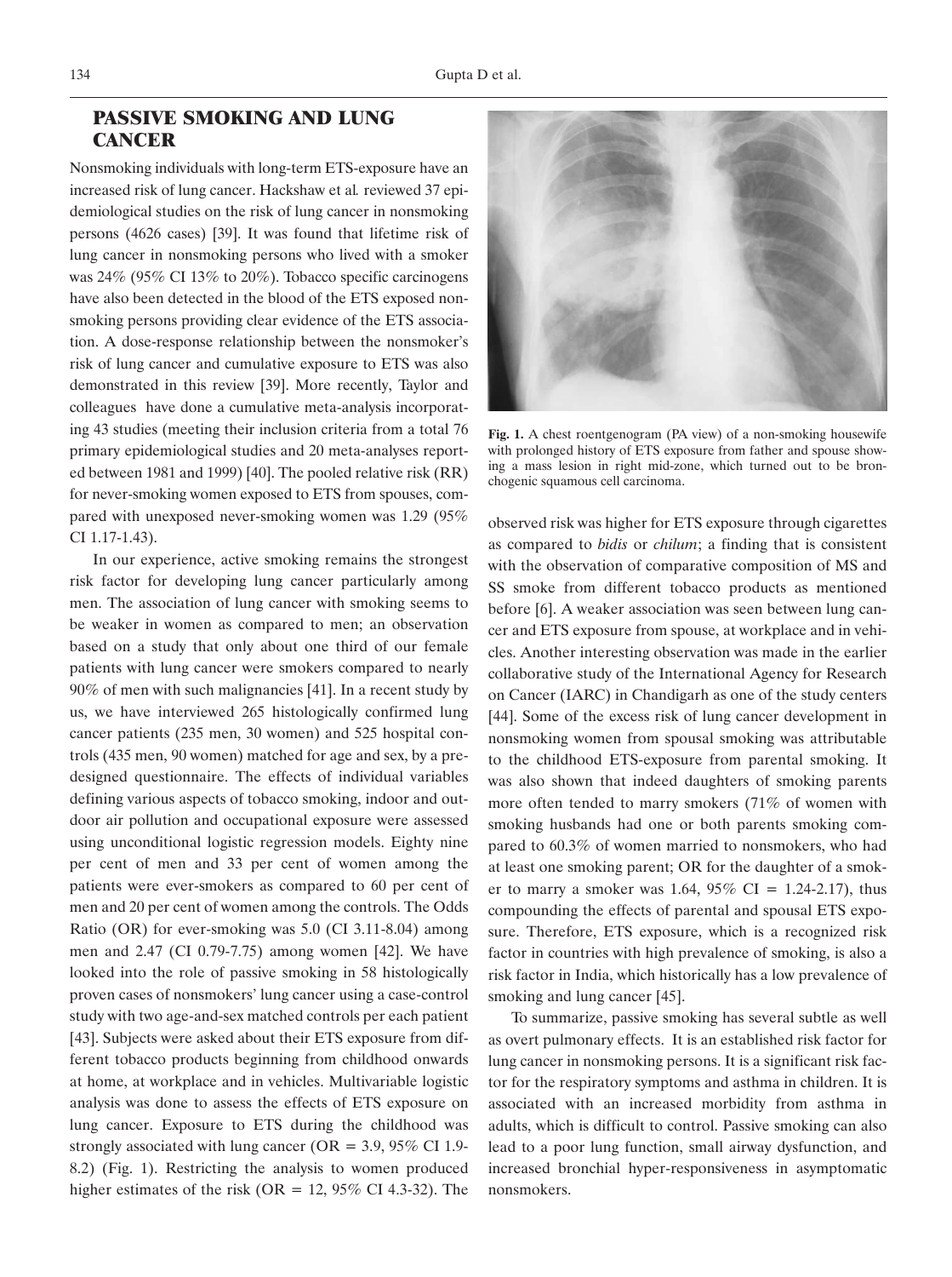## PASSIVE SMOKING AND LUNG CANCER

Nonsmoking individuals with long-term ETS-exposure have an increased risk of lung cancer. Hackshaw et al*.* reviewed 37 epidemiological studies on the risk of lung cancer in nonsmoking persons (4626 cases) [39]. It was found that lifetime risk of lung cancer in nonsmoking persons who lived with a smoker was 24% (95% CI 13% to 20%). Tobacco specific carcinogens have also been detected in the blood of the ETS exposed nonsmoking persons providing clear evidence of the ETS association. A dose-response relationship between the nonsmoker's risk of lung cancer and cumulative exposure to ETS was also demonstrated in this review [39]. More recently, Taylor and colleagues have done a cumulative meta-analysis incorporating 43 studies (meeting their inclusion criteria from a total 76 primary epidemiological studies and 20 meta-analyses reported between 1981 and 1999) [40]. The pooled relative risk (RR) for never-smoking women exposed to ETS from spouses, compared with unexposed never-smoking women was 1.29 (95% CI 1.17-1.43).

In our experience, active smoking remains the strongest risk factor for developing lung cancer particularly among men. The association of lung cancer with smoking seems to be weaker in women as compared to men; an observation based on a study that only about one third of our female patients with lung cancer were smokers compared to nearly 90% of men with such malignancies [41]. In a recent study by us, we have interviewed 265 histologically confirmed lung cancer patients (235 men, 30 women) and 525 hospital controls (435 men, 90 women) matched for age and sex, by a predesigned questionnaire. The effects of individual variables defining various aspects of tobacco smoking, indoor and outdoor air pollution and occupational exposure were assessed using unconditional logistic regression models. Eighty nine per cent of men and 33 per cent of women among the patients were ever-smokers as compared to 60 per cent of men and 20 per cent of women among the controls. The Odds Ratio (OR) for ever-smoking was 5.0 (CI 3.11-8.04) among men and 2.47 (CI 0.79-7.75) among women [42]. We have looked into the role of passive smoking in 58 histologically proven cases of nonsmokers' lung cancer using a case-control study with two age-and-sex matched controls per each patient [43]. Subjects were asked about their ETS exposure from different tobacco products beginning from childhood onwards at home, at workplace and in vehicles. Multivariable logistic analysis was done to assess the effects of ETS exposure on lung cancer. Exposure to ETS during the childhood was strongly associated with lung cancer (OR = 3.9, 95% CI 1.9-8.2) (Fig. 1). Restricting the analysis to women produced higher estimates of the risk (OR = 12, 95% CI 4.3-32). The observed risk was higher for ETS exposure through cigarettes as compared to *bidis* or *chilum*; a finding that is consistent with the observation of comparative composition of MS and SS smoke from different tobacco products as mentioned before [6]. A weaker association was seen between lung cancer and ETS exposure from spouse, at workplace and in vehicles. Another interesting observation was made in the earlier collaborative study of the International Agency for Research on Cancer (IARC) in Chandigarh as one of the study centers [44]. Some of the excess risk of lung cancer development in nonsmoking women from spousal smoking was attributable to the childhood ETS-exposure from parental smoking. It was also shown that indeed daughters of smoking parents more often tended to marry smokers (71% of women with smoking husbands had one or both parents smoking compared to 60.3% of women married to nonsmokers, who had at least one smoking parent; OR for the daughter of a smoker to marry a smoker was 1.64, 95% CI = 1.24-2.17), thus compounding the effects of parental and spousal ETS exposure. Therefore, ETS exposure, which is a recognized risk factor in countries with high prevalence of smoking, is also a risk factor in India, which historically has a low prevalence of smoking and lung cancer [45].

**Fig. 1.** A chest roentgenogram (PA view) of a non-smoking housewife with prolonged history of ETS exposure from father and spouse showing a mass lesion in right mid-zone, which turned out to be bronchogenic squamous cell carcinoma.

To summarize, passive smoking has several subtle as well as overt pulmonary effects. It is an established risk factor for lung cancer in nonsmoking persons. It is a significant risk factor for the respiratory symptoms and asthma in children. It is associated with an increased morbidity from asthma in adults, which is difficult to control. Passive smoking can also lead to a poor lung function, small airway dysfunction, and increased bronchial hyper-responsiveness in asymptomatic nonsmokers.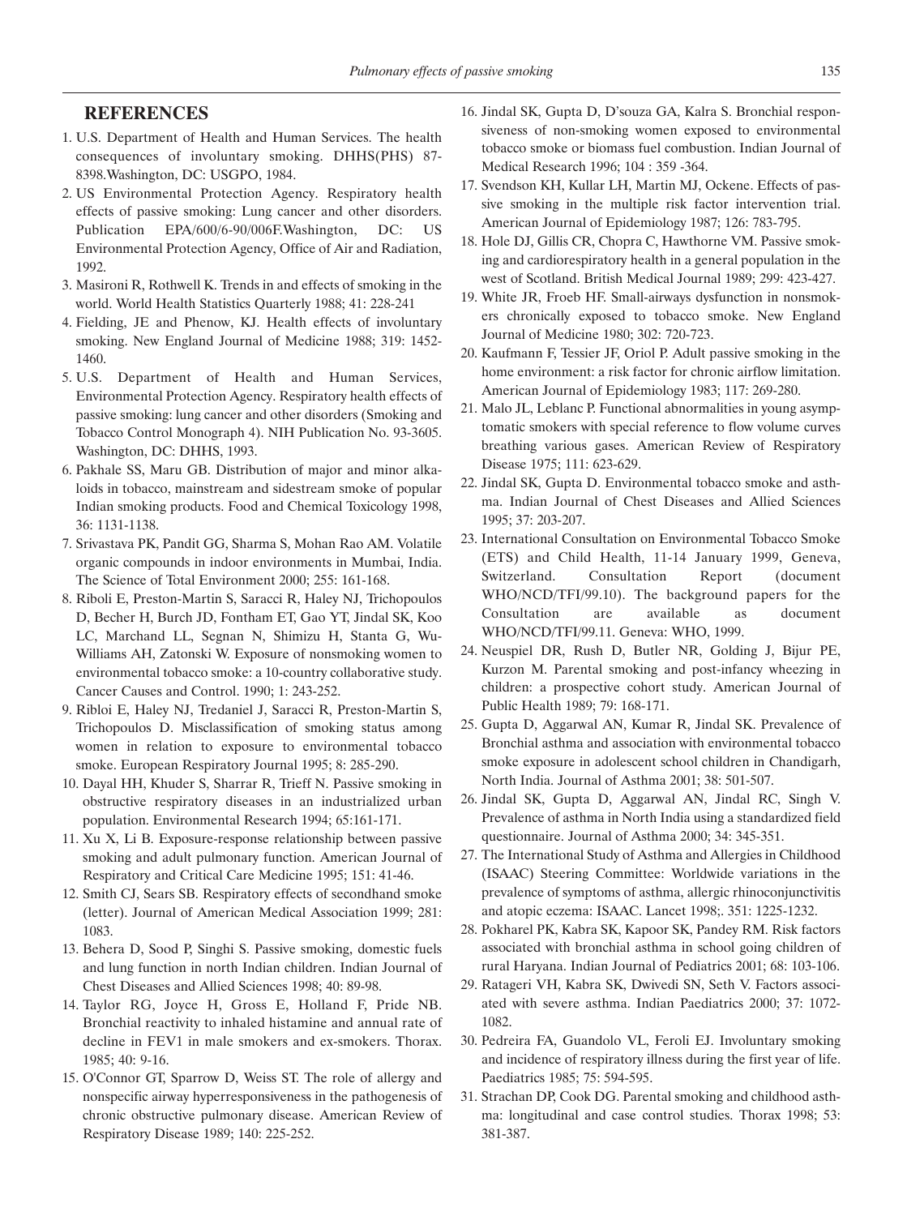## REFERENCES

1. U.S. Department of Health and Human Services. The health consequences of involuntary smoking. DHHS(PHS) 87-8398.Washington, DC: USGPO, 1984.
2. US Environmental Protection Agency. Respiratory health effects of passive smoking: Lung cancer and other disorders. Publication EPA/600/6-90/006F.Washington, DC: US Environmental Protection Agency, Office of Air and Radiation, 1992.
3. Masironi R, Rothwell K. Trends in and effects of smoking in the world. World Health Statistics Quarterly 1988; 41: 228-241
4. Fielding, JE and Phenow, KJ. Health effects of involuntary smoking. New England Journal of Medicine 1988; 319: 1452-1460.
5. U.S. Department of Health and Human Services, Environmental Protection Agency. Respiratory health effects of passive smoking: lung cancer and other disorders (Smoking and Tobacco Control Monograph 4). NIH Publication No. 93-3605. Washington, DC: DHHS, 1993.
6. Pakhale SS, Maru GB. Distribution of major and minor alkaloids in tobacco, mainstream and sidestream smoke of popular Indian smoking products. Food and Chemical Toxicology 1998, 36: 1131-1138.
7. Srivastava PK, Pandit GG, Sharma S, Mohan Rao AM. Volatile organic compounds in indoor environments in Mumbai, India. The Science of Total Environment 2000; 255: 161-168.
8. Riboli E, Preston-Martin S, Saracci R, Haley NJ, Trichopoulos D, Becher H, Burch JD, Fontham ET, Gao YT, Jindal SK, Koo LC, Marchand LL, Segnan N, Shimizu H, Stanta G, Wu-Williams AH, Zatonski W. Exposure of nonsmoking women to environmental tobacco smoke: a 10-country collaborative study. Cancer Causes and Control. 1990; 1: 243-252.
9. Ribloi E, Haley NJ, Tredaniel J, Saracci R, Preston-Martin S, Trichopoulos D. Misclassification of smoking status among women in relation to exposure to environmental tobacco smoke. European Respiratory Journal 1995; 8: 285-290.
10. Dayal HH, Khuder S, Sharrar R, Trieff N. Passive smoking in obstructive respiratory diseases in an industrialized urban population. Environmental Research 1994; 65:161-171.
11. Xu X, Li B. Exposure-response relationship between passive smoking and adult pulmonary function. American Journal of Respiratory and Critical Care Medicine 1995; 151: 41-46.
12. Smith CJ, Sears SB. Respiratory effects of secondhand smoke (letter). Journal of American Medical Association 1999; 281: 1083.
13. Behera D, Sood P, Singhi S. Passive smoking, domestic fuels and lung function in north Indian children. Indian Journal of Chest Diseases and Allied Sciences 1998; 40: 89-98.
14. Taylor RG, Joyce H, Gross E, Holland F, Pride NB. Bronchial reactivity to inhaled histamine and annual rate of decline in FEV1 in male smokers and ex-smokers. Thorax. 1985; 40: 9-16.
15. O'Connor GT, Sparrow D, Weiss ST. The role of allergy and nonspecific airway hyperresponsiveness in the pathogenesis of chronic obstructive pulmonary disease. American Review of Respiratory Disease 1989; 140: 225-252.
16. Jindal SK, Gupta D, D'souza GA, Kalra S. Bronchial responsiveness of non-smoking women exposed to environmental tobacco smoke or biomass fuel combustion. Indian Journal of Medical Research 1996; 104 : 359 -364.
17. Svendson KH, Kullar LH, Martin MJ, Ockene. Effects of passive smoking in the multiple risk factor intervention trial. American Journal of Epidemiology 1987; 126: 783-795.
18. Hole DJ, Gillis CR, Chopra C, Hawthorne VM. Passive smoking and cardiorespiratory health in a general population in the west of Scotland. British Medical Journal 1989; 299: 423-427.
19. White JR, Froeb HF. Small-airways dysfunction in nonsmokers chronically exposed to tobacco smoke. New England Journal of Medicine 1980; 302: 720-723.
20. Kaufmann F, Tessier JF, Oriol P. Adult passive smoking in the home environment: a risk factor for chronic airflow limitation. American Journal of Epidemiology 1983; 117: 269-280.
21. Malo JL, Leblanc P. Functional abnormalities in young asymptomatic smokers with special reference to flow volume curves breathing various gases. American Review of Respiratory Disease 1975; 111: 623-629.
22. Jindal SK, Gupta D. Environmental tobacco smoke and asthma. Indian Journal of Chest Diseases and Allied Sciences 1995; 37: 203-207.
23. International Consultation on Environmental Tobacco Smoke (ETS) and Child Health, 11-14 January 1999, Geneva, Switzerland. Consultation Report (document WHO/NCD/TFI/99.10). The background papers for the Consultation are available as document WHO/NCD/TFI/99.11. Geneva: WHO, 1999.
24. Neuspiel DR, Rush D, Butler NR, Golding J, Bijur PE, Kurzon M. Parental smoking and post-infancy wheezing in children: a prospective cohort study. American Journal of Public Health 1989; 79: 168-171.
25. Gupta D, Aggarwal AN, Kumar R, Jindal SK. Prevalence of Bronchial asthma and association with environmental tobacco smoke exposure in adolescent school children in Chandigarh, North India. Journal of Asthma 2001; 38: 501-507.
26. Jindal SK, Gupta D, Aggarwal AN, Jindal RC, Singh V. Prevalence of asthma in North India using a standardized field questionnaire. Journal of Asthma 2000; 34: 345-351.
27. The International Study of Asthma and Allergies in Childhood (ISAAC) Steering Committee: Worldwide variations in the prevalence of symptoms of asthma, allergic rhinoconjunctivitis and atopic eczema: ISAAC. Lancet 1998;. 351: 1225-1232.
28. Pokharel PK, Kabra SK, Kapoor SK, Pandey RM. Risk factors associated with bronchial asthma in school going children of rural Haryana. Indian Journal of Pediatrics 2001; 68: 103-106.
29. Ratageri VH, Kabra SK, Dwivedi SN, Seth V. Factors associated with severe asthma. Indian Paediatrics 2000; 37: 1072-1082.
30. Pedreira FA, Guandolo VL, Feroli EJ. Involuntary smoking and incidence of respiratory illness during the first year of life. Paediatrics 1985; 75: 594-595.
31. Strachan DP, Cook DG. Parental smoking and childhood asthma: longitudinal and case control studies. Thorax 1998; 53: 381-387.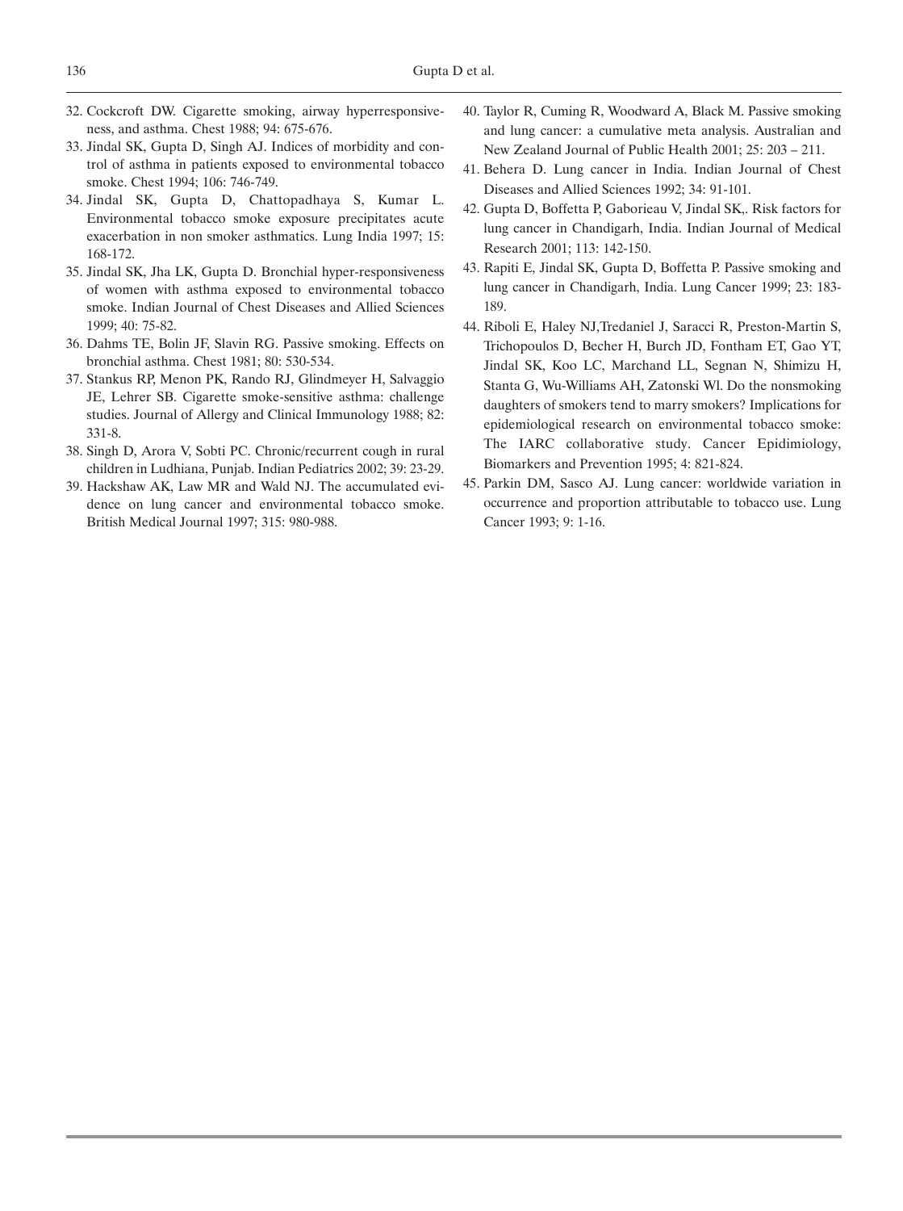32. Cockcroft DW. Cigarette smoking, airway hyperresponsiveness, and asthma. Chest 1988; 94: 675-676.
33. Jindal SK, Gupta D, Singh AJ. Indices of morbidity and control of asthma in patients exposed to environmental tobacco smoke. Chest 1994; 106: 746-749.
34. Jindal SK, Gupta D, Chattopadhaya S, Kumar L. Environmental tobacco smoke exposure precipitates acute exacerbation in non smoker asthmatics. Lung India 1997; 15: 168-172.
35. Jindal SK, Jha LK, Gupta D. Bronchial hyper-responsiveness of women with asthma exposed to environmental tobacco smoke. Indian Journal of Chest Diseases and Allied Sciences 1999; 40: 75-82.
36. Dahms TE, Bolin JF, Slavin RG. Passive smoking. Effects on bronchial asthma. Chest 1981; 80: 530-534.
37. Stankus RP, Menon PK, Rando RJ, Glindmeyer H, Salvaggio JE, Lehrer SB. Cigarette smoke-sensitive asthma: challenge studies. Journal of Allergy and Clinical Immunology 1988; 82: 331-8.
38. Singh D, Arora V, Sobti PC. Chronic/recurrent cough in rural children in Ludhiana, Punjab. Indian Pediatrics 2002; 39: 23-29.
39. Hackshaw AK, Law MR and Wald NJ. The accumulated evidence on lung cancer and environmental tobacco smoke. British Medical Journal 1997; 315: 980-988.
40. Taylor R, Cuming R, Woodward A, Black M. Passive smoking and lung cancer: a cumulative meta analysis. Australian and New Zealand Journal of Public Health 2001; 25: 203 – 211.
41. Behera D. Lung cancer in India. Indian Journal of Chest Diseases and Allied Sciences 1992; 34: 91-101.
42. Gupta D, Boffetta P, Gaborieau V, Jindal SK,. Risk factors for lung cancer in Chandigarh, India. Indian Journal of Medical Research 2001; 113: 142-150.
43. Rapiti E, Jindal SK, Gupta D, Boffetta P. Passive smoking and lung cancer in Chandigarh, India. Lung Cancer 1999; 23: 183-189.
44. Riboli E, Haley NJ,Tredaniel J, Saracci R, Preston-Martin S, Trichopoulos D, Becher H, Burch JD, Fontham ET, Gao YT, Jindal SK, Koo LC, Marchand LL, Segnan N, Shimizu H, Stanta G, Wu-Williams AH, Zatonski Wl. Do the nonsmoking daughters of smokers tend to marry smokers? Implications for epidemiological research on environmental tobacco smoke: The IARC collaborative study. Cancer Epidimiology, Biomarkers and Prevention 1995; 4: 821-824.
45. Parkin DM, Sasco AJ. Lung cancer: worldwide variation in occurrence and proportion attributable to tobacco use. Lung Cancer 1993; 9: 1-16.